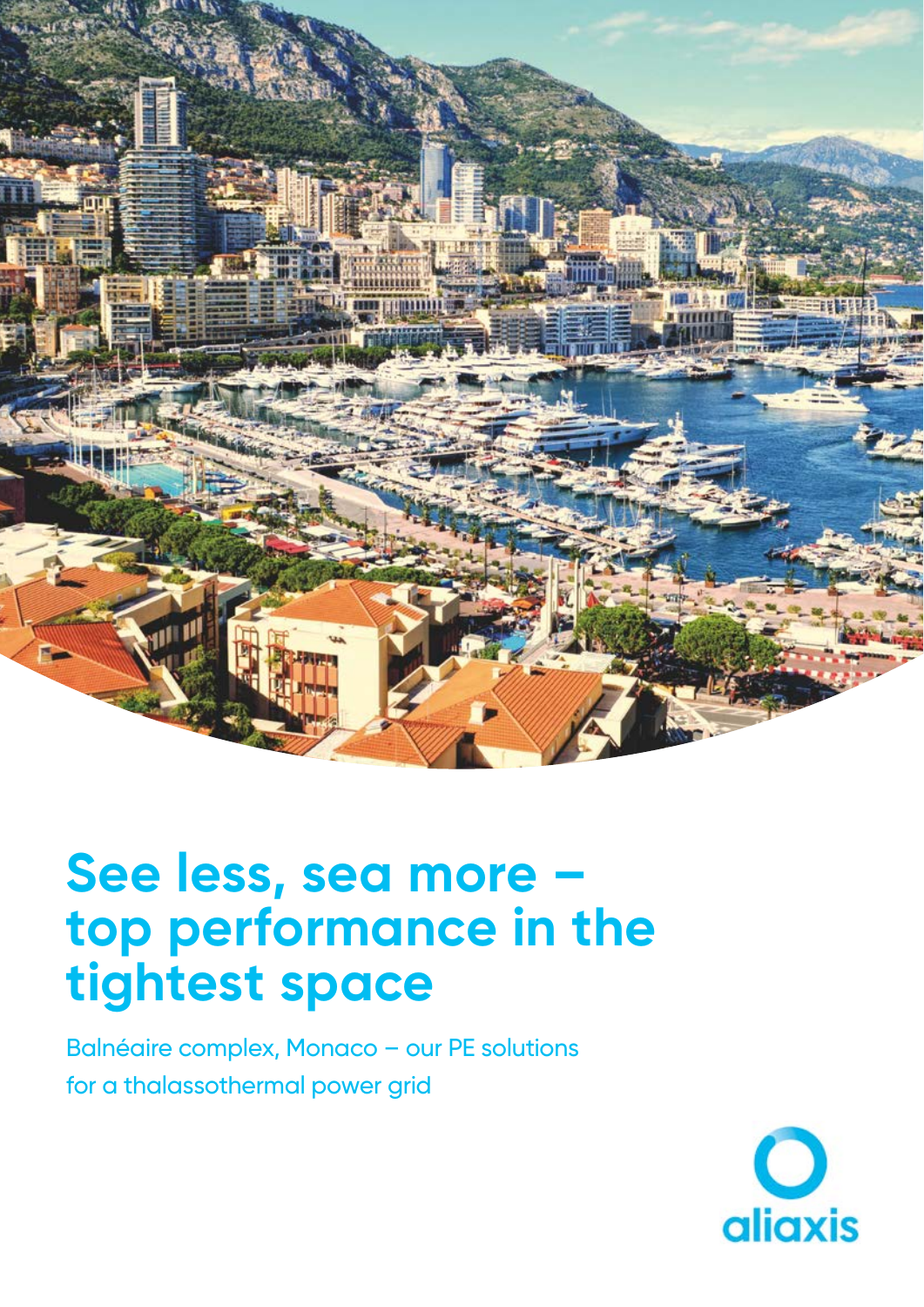# See less, sea more – top performance in the tightest space

Balnéaire complex, Monaco – our PE solutions for a thalassothermal power grid

aliaxis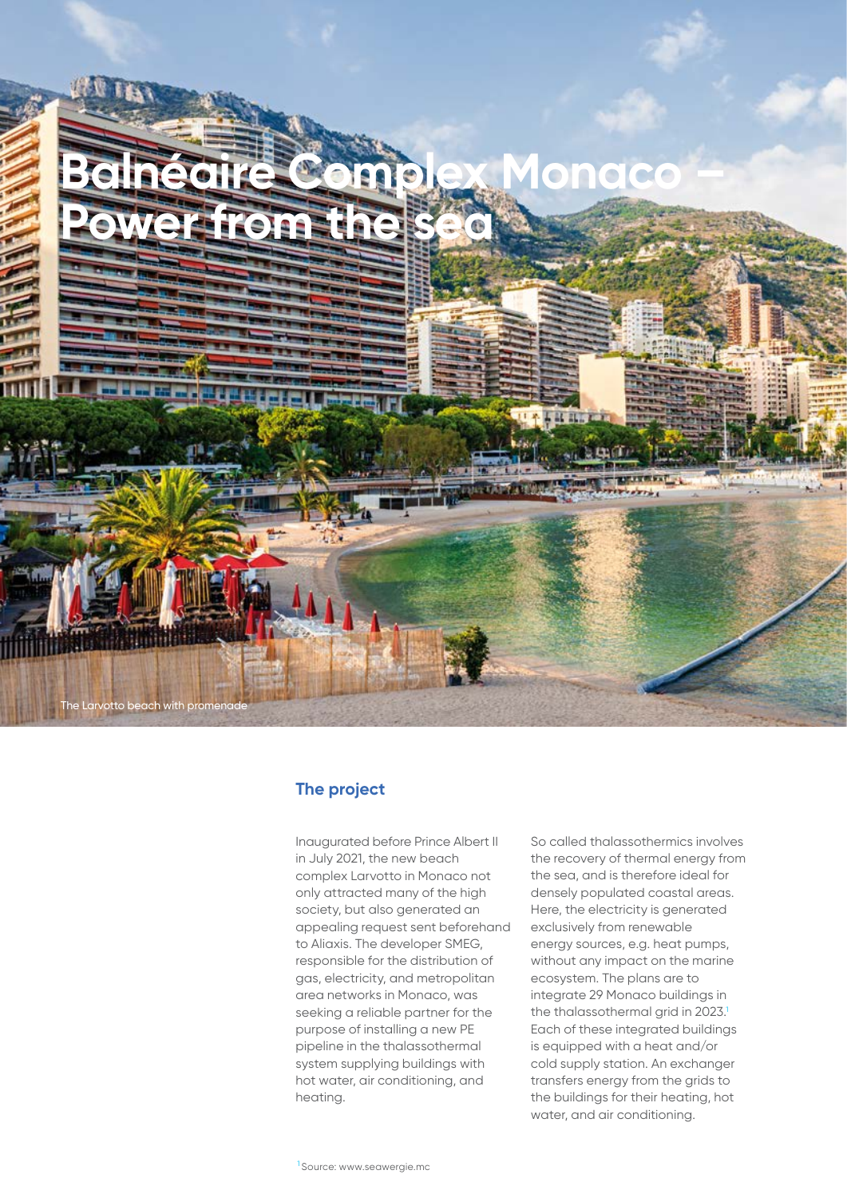# Balnéaire Complex Monaco – Power from the sea

The Larvotto beach with promenade

## The project

Inaugurated before Prince Albert II in July 2021, the new beach complex Larvotto in Monaco not only attracted many of the high society, but also generated an appealing request sent beforehand to Aliaxis. The developer SMEG, responsible for the distribution of gas, electricity, and metropolitan area networks in Monaco, was seeking a reliable partner for the purpose of installing a new PE pipeline in the thalassothermal system supplying buildings with hot water, air conditioning, and heating.

So called thalassothermics involves the recovery of thermal energy from the sea, and is therefore ideal for densely populated coastal areas. Here, the electricity is generated exclusively from renewable energy sources, e.g. heat pumps, without any impact on the marine ecosystem. The plans are to integrate 29 Monaco buildings in the thalassothermal grid in 2023.[1] Each of these integrated buildings is equipped with a heat and/or cold supply station. An exchanger transfers energy from the grids to the buildings for their heating, hot water, and air conditioning.

[1] Source: www.seawergie.mc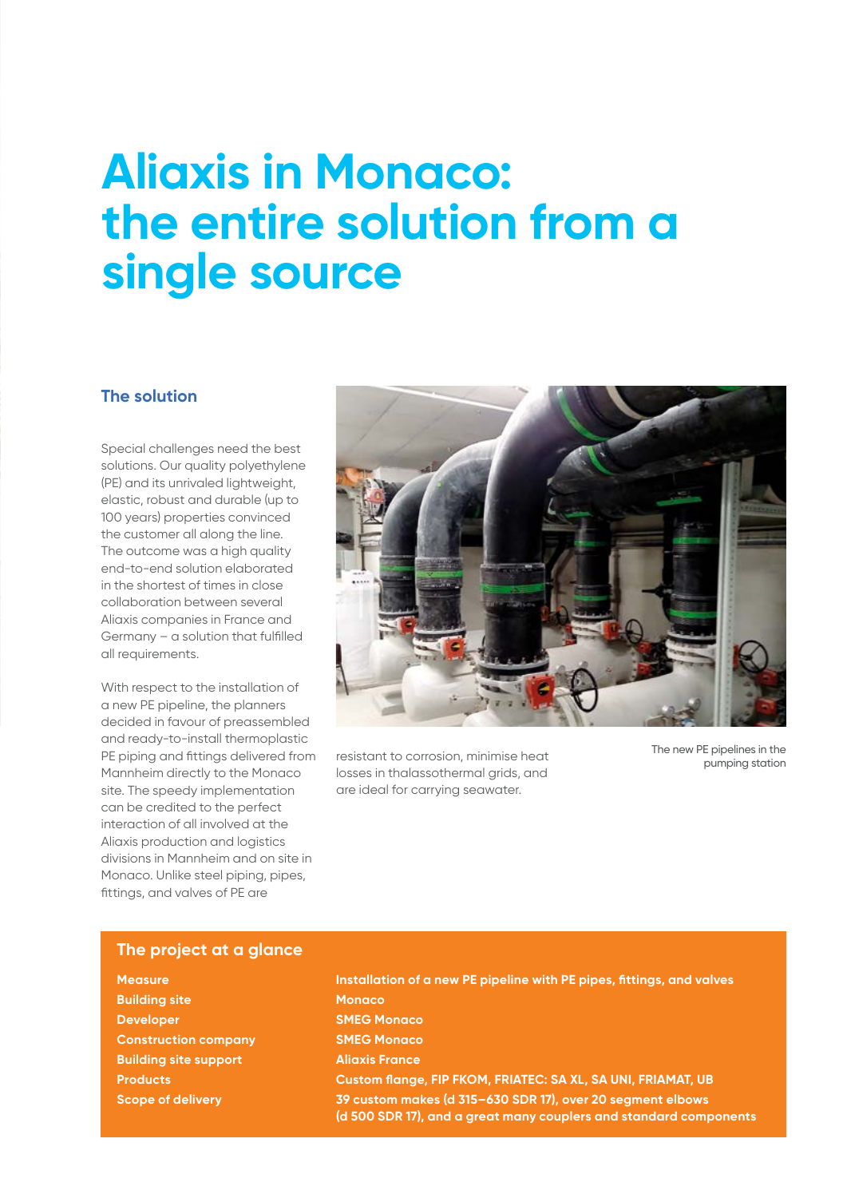# Aliaxis in Monaco: the entire solution from a single source

## The solution

Special challenges need the best solutions. Our quality polyethylene (PE) and its unrivaled lightweight, elastic, robust and durable (up to 100 years) properties convinced the customer all along the line. The outcome was a high quality end-to-end solution elaborated in the shortest of times in close collaboration between several Aliaxis companies in France and Germany – a solution that fulfilled all requirements.

With respect to the installation of a new PE pipeline, the planners decided in favour of preassembled and ready-to-install thermoplastic PE piping and fittings delivered from Mannheim directly to the Monaco site. The speedy implementation can be credited to the perfect interaction of all involved at the Aliaxis production and logistics divisions in Mannheim and on site in Monaco. Unlike steel piping, pipes, fittings, and valves of PE are resistant to corrosion, minimise heat losses in thalassothermal grids, and are ideal for carrying seawater.

The new PE pipelines in the pumping station

### The project at a glance

| | |
|---|---|
| **Measure** | **Installation of a new PE pipeline with PE pipes, fittings, and valves** |
| **Building site** | **Monaco** |
| **Developer** | **SMEG Monaco** |
| **Construction company** | **SMEG Monaco** |
| **Building site support** | **Aliaxis France** |
| **Products** | **Custom flange, FIP FKOM, FRIATEC: SA XL, SA UNI, FRIAMAT, UB** |
| **Scope of delivery** | **39 custom makes (d 315–630 SDR 17), over 20 segment elbows (d 500 SDR 17), and a great many couplers and standard components** |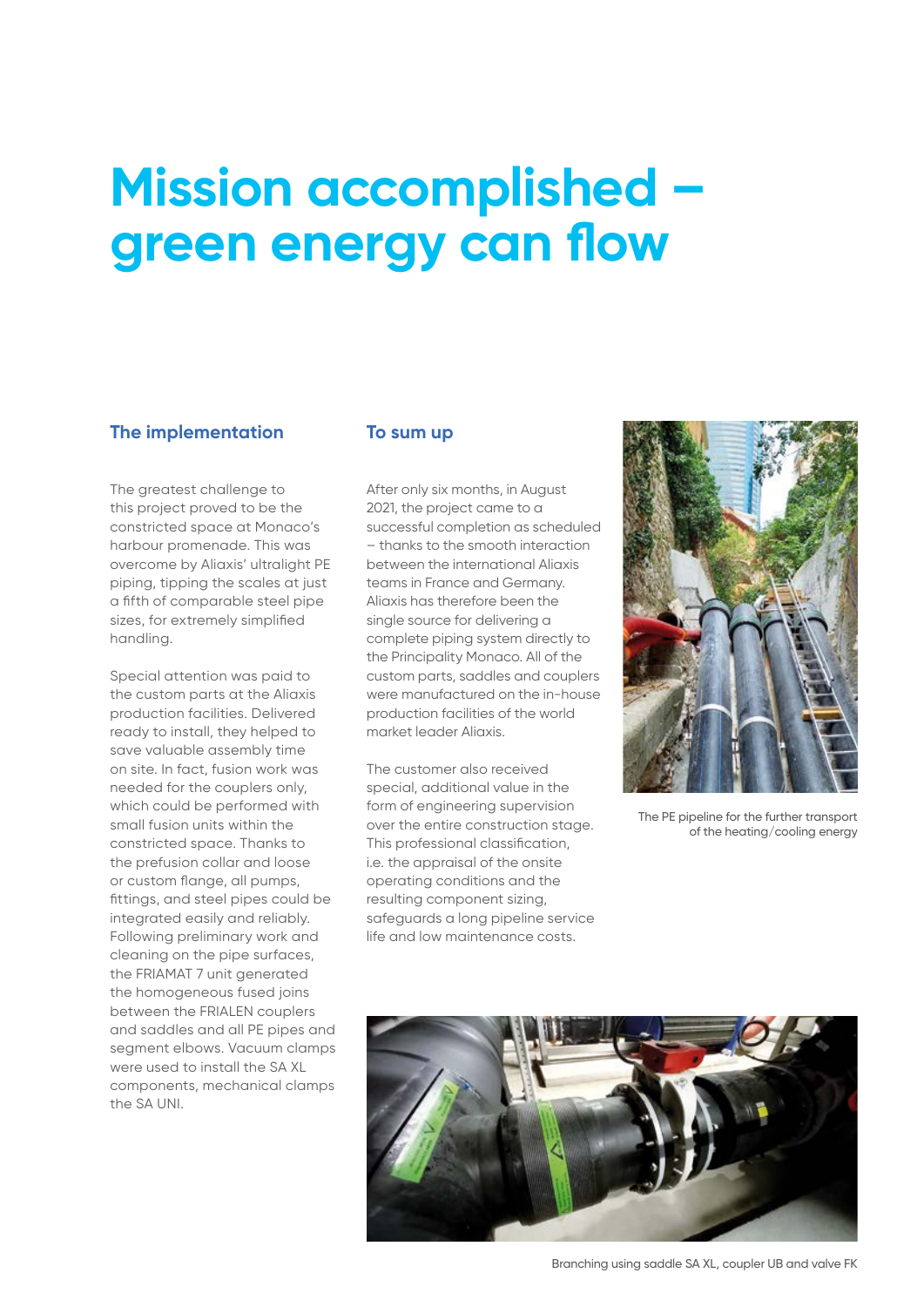# Mission accomplished – green energy can flow

## The implementation

The greatest challenge to this project proved to be the constricted space at Monaco's harbour promenade. This was overcome by Aliaxis' ultralight PE piping, tipping the scales at just a fifth of comparable steel pipe sizes, for extremely simplified handling.

Special attention was paid to the custom parts at the Aliaxis production facilities. Delivered ready to install, they helped to save valuable assembly time on site. In fact, fusion work was needed for the couplers only, which could be performed with small fusion units within the constricted space. Thanks to the prefusion collar and loose or custom flange, all pumps, fittings, and steel pipes could be integrated easily and reliably. Following preliminary work and cleaning on the pipe surfaces, the FRIAMAT 7 unit generated the homogeneous fused joins between the FRIALEN couplers and saddles and all PE pipes and segment elbows. Vacuum clamps were used to install the SA XL components, mechanical clamps the SA UNI.

## To sum up

After only six months, in August 2021, the project came to a successful completion as scheduled – thanks to the smooth interaction between the international Aliaxis teams in France and Germany. Aliaxis has therefore been the single source for delivering a complete piping system directly to the Principality Monaco. All of the custom parts, saddles and couplers were manufactured on the in-house production facilities of the world market leader Aliaxis.

The customer also received special, additional value in the form of engineering supervision over the entire construction stage. This professional classification, i.e. the appraisal of the onsite operating conditions and the resulting component sizing, safeguards a long pipeline service life and low maintenance costs.

The PE pipeline for the further transport of the heating/cooling energy

Branching using saddle SA XL, coupler UB and valve FK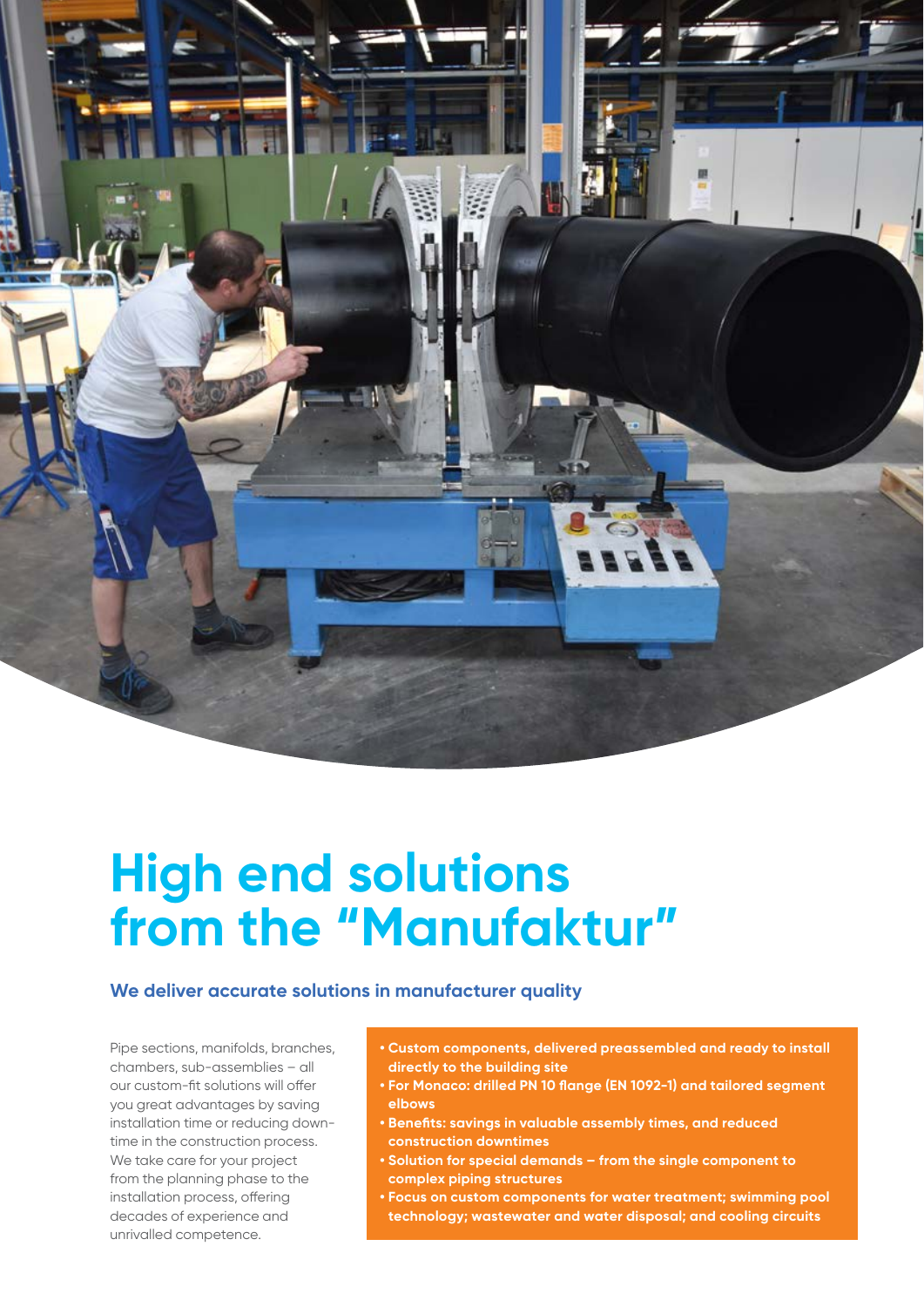# High end solutions from the “Manufaktur”

## We deliver accurate solutions in manufacturer quality

Pipe sections, manifolds, branches, chambers, sub-assemblies – all our custom-fit solutions will offer you great advantages by saving installation time or reducing down-time in the construction process. We take care for your project from the planning phase to the installation process, offering decades of experience and unrivalled competence.

- **Custom components, delivered preassembled and ready to install directly to the building site**
- **For Monaco: drilled PN 10 flange (EN 1092-1) and tailored segment elbows**
- **Benefits: savings in valuable assembly times, and reduced construction downtimes**
- **Solution for special demands – from the single component to complex piping structures**
- **Focus on custom components for water treatment; swimming pool technology; wastewater and water disposal; and cooling circuits**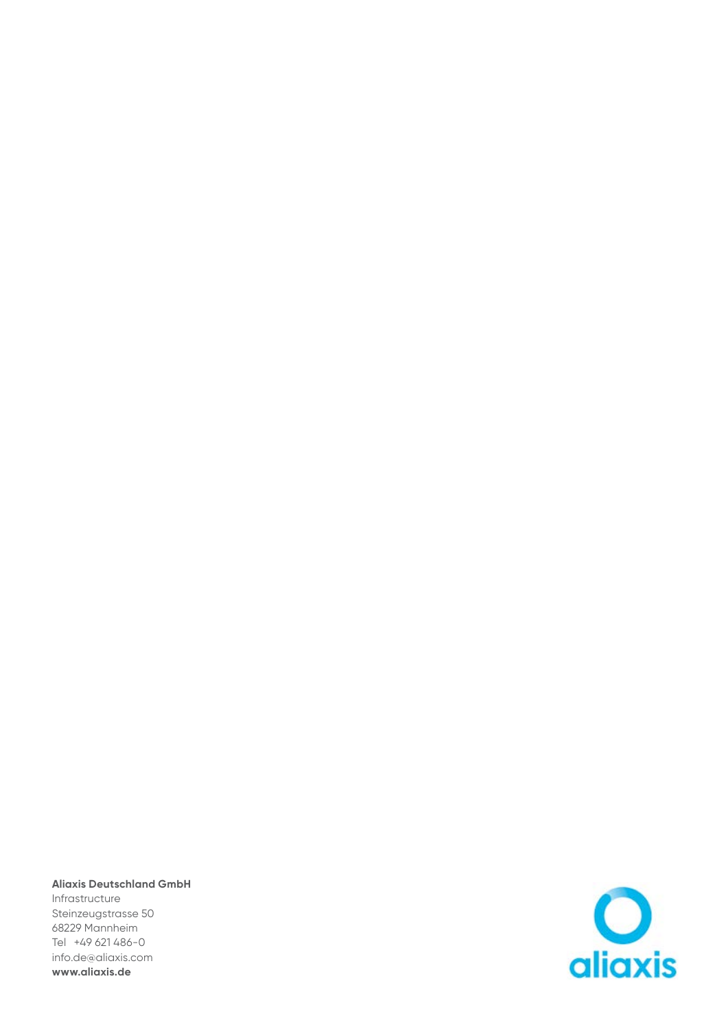**Aliaxis Deutschland GmbH**
Infrastructure
Steinzeugstrasse 50
68229 Mannheim
Tel +49 621 486-0
info.de@aliaxis.com
**www.aliaxis.de**

aliaxis